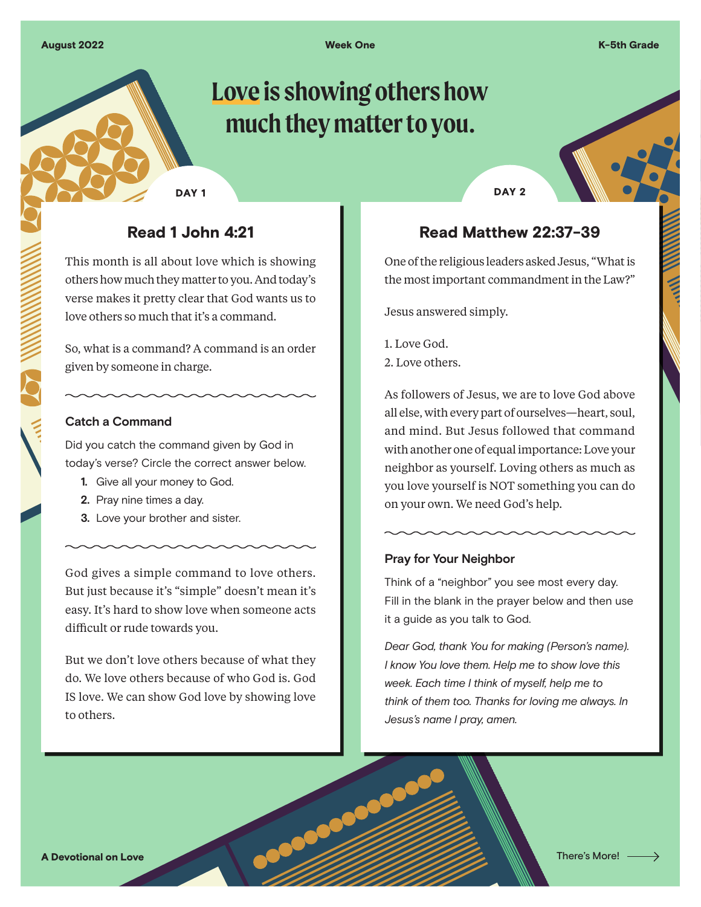August 2022 | Week One | K-5th Grade

# Love is showing others how much they matter to you.

## DAY 1

### Read 1 John 4:21

This month is all about love which is showing others how much they matter to you. And today's verse makes it pretty clear that God wants us to love others so much that it's a command.

So, what is a command? A command is an order given by someone in charge.

#### Catch a Command

Did you catch the command given by God in today's verse? Circle the correct answer below.

1. Give all your money to God.
2. Pray nine times a day.
3. Love your brother and sister.

God gives a simple command to love others. But just because it's "simple" doesn't mean it's easy. It's hard to show love when someone acts difficult or rude towards you.

But we don't love others because of what they do. We love others because of who God is. God IS love. We can show God love by showing love to others.

## DAY 2

### Read Matthew 22:37-39

One of the religious leaders asked Jesus, "What is the most important commandment in the Law?"

Jesus answered simply.

1. Love God.
2. Love others.

As followers of Jesus, we are to love God above all else, with every part of ourselves—heart, soul, and mind. But Jesus followed that command with another one of equal importance: Love your neighbor as yourself. Loving others as much as you love yourself is NOT something you can do on your own. We need God's help.

#### Pray for Your Neighbor

Think of a "neighbor" you see most every day. Fill in the blank in the prayer below and then use it a guide as you talk to God.

*Dear God, thank You for making (Person's name). I know You love them. Help me to show love this week. Each time I think of myself, help me to think of them too. Thanks for loving me always. In Jesus's name I pray, amen.*

A Devotional on Love

There's More! →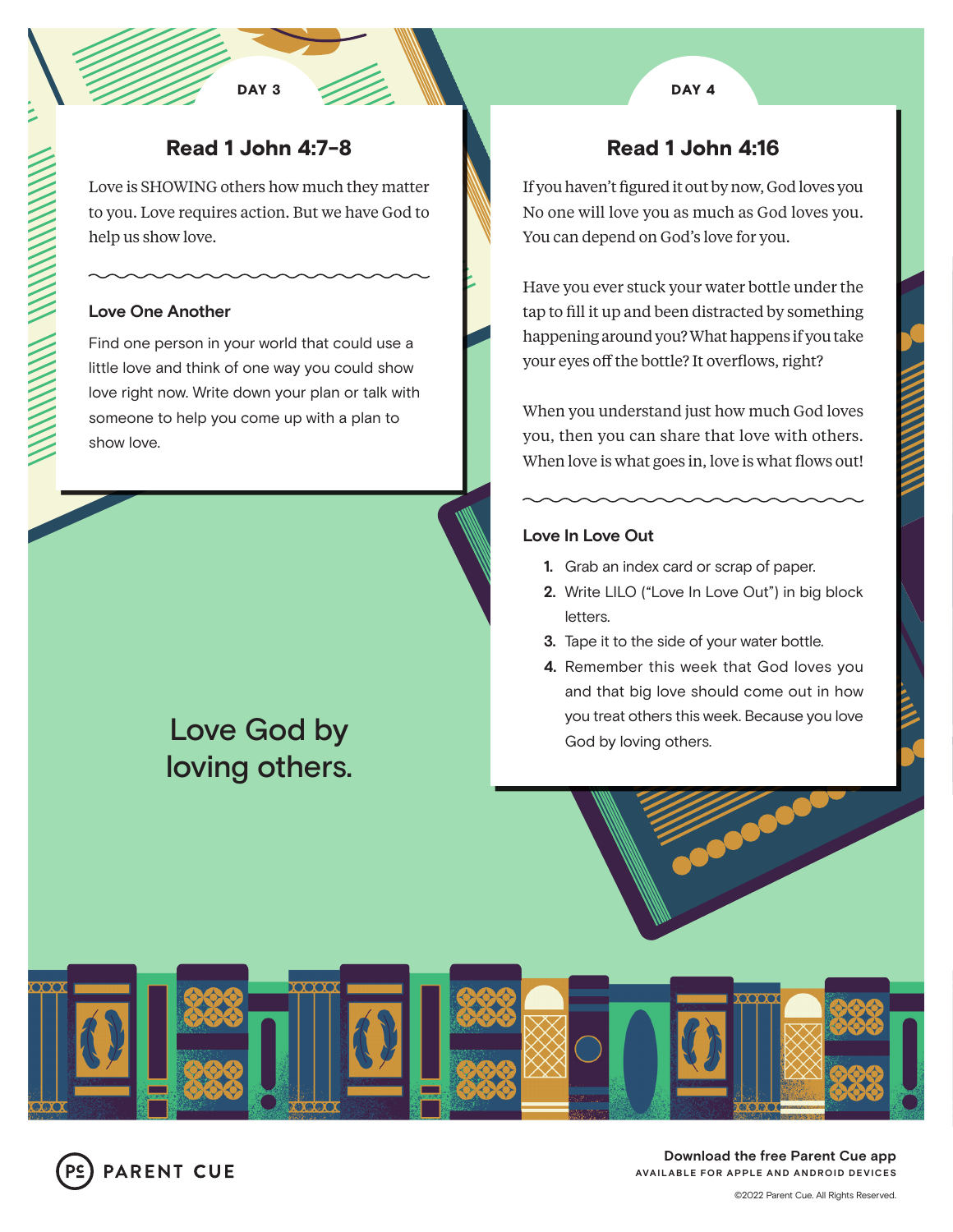DAY 3

## Read 1 John 4:7-8

Love is SHOWING others how much they matter to you. Love requires action. But we have God to help us show love.

### Love One Another

Find one person in your world that could use a little love and think of one way you could show love right now. Write down your plan or talk with someone to help you come up with a plan to show love.

Love God by loving others.

DAY 4

## Read 1 John 4:16

If you haven't figured it out by now, God loves you No one will love you as much as God loves you. You can depend on God's love for you.

Have you ever stuck your water bottle under the tap to fill it up and been distracted by something happening around you? What happens if you take your eyes off the bottle? It overflows, right?

When you understand just how much God loves you, then you can share that love with others. When love is what goes in, love is what flows out!

### Love In Love Out

1. Grab an index card or scrap of paper.
2. Write LILO ("Love In Love Out") in big block letters.
3. Tape it to the side of your water bottle.
4. Remember this week that God loves you and that big love should come out in how you treat others this week. Because you love God by loving others.

PARENT CUE

**Download the free Parent Cue app**
AVAILABLE FOR APPLE AND ANDROID DEVICES

©2022 Parent Cue. All Rights Reserved.